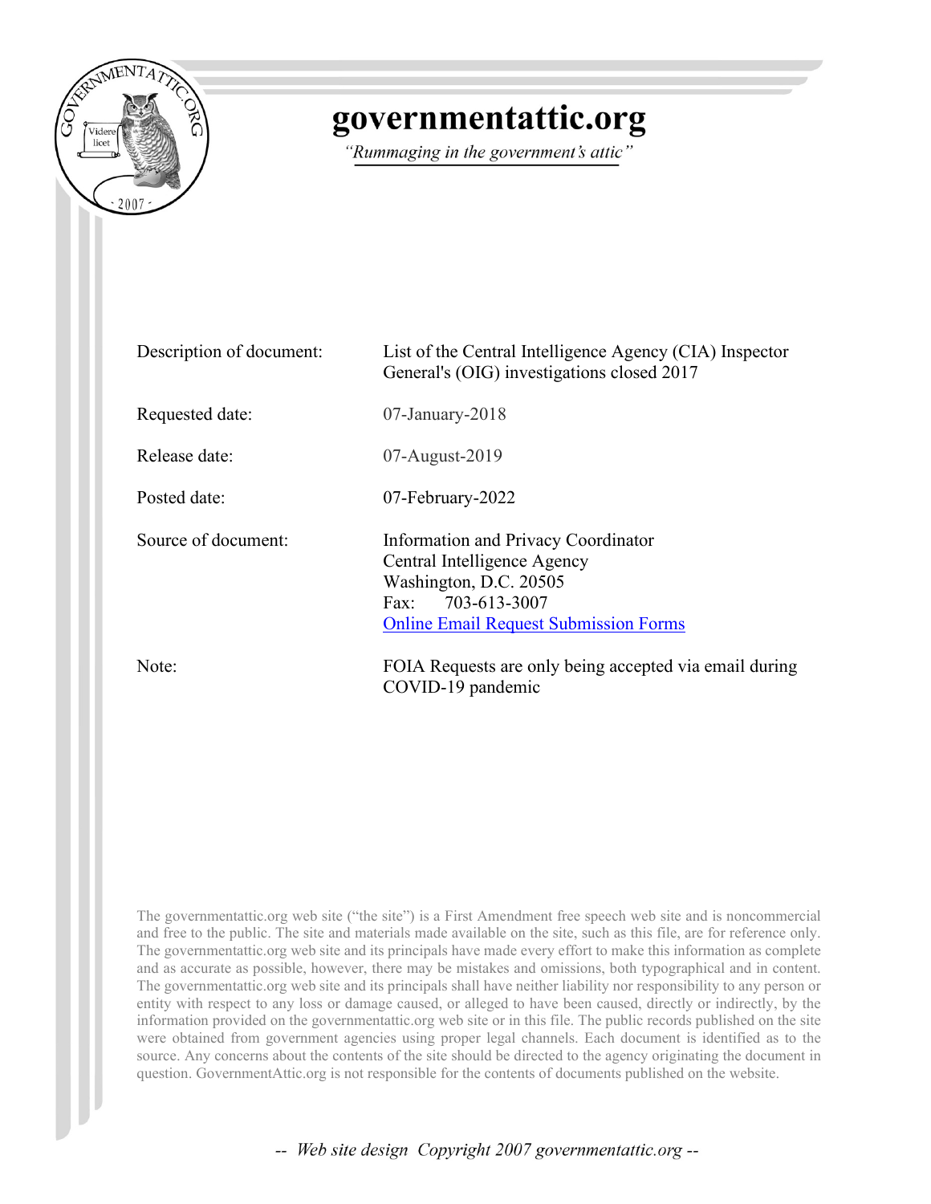# governmentattic.org

*"Rummaging in the government's attic"*

| | |
|---|---|
| Description of document: | List of the Central Intelligence Agency (CIA) Inspector General's (OIG) investigations closed 2017 |
| Requested date: | 07-January-2018 |
| Release date: | 07-August-2019 |
| Posted date: | 07-February-2022 |
| Source of document: | Information and Privacy Coordinator<br>Central Intelligence Agency<br>Washington, D.C. 20505<br>Fax: 703-613-3007<br>Online Email Request Submission Forms |
| Note: | FOIA Requests are only being accepted via email during COVID-19 pandemic |

The governmentattic.org web site ("the site") is a First Amendment free speech web site and is noncommercial and free to the public. The site and materials made available on the site, such as this file, are for reference only. The governmentattic.org web site and its principals have made every effort to make this information as complete and as accurate as possible, however, there may be mistakes and omissions, both typographical and in content. The governmentattic.org web site and its principals shall have neither liability nor responsibility to any person or entity with respect to any loss or damage caused, or alleged to have been caused, directly or indirectly, by the information provided on the governmentattic.org web site or in this file. The public records published on the site were obtained from government agencies using proper legal channels. Each document is identified as to the source. Any concerns about the contents of the site should be directed to the agency originating the document in question. GovernmentAttic.org is not responsible for the contents of documents published on the website.

*-- Web site design Copyright 2007 governmentattic.org --*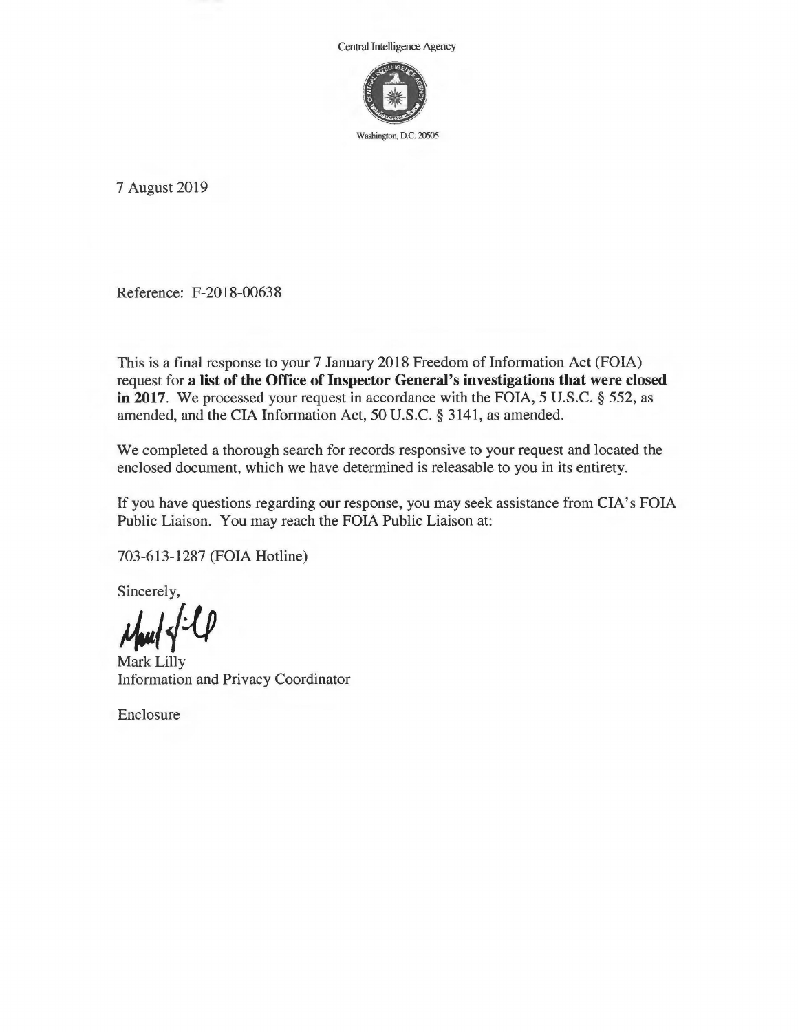Central Intelligence Agency

Washington, D.C. 20505

7 August 2019

Reference: F-2018-00638

This is a final response to your 7 January 2018 Freedom of Information Act (FOIA) request for **a list of the Office of Inspector General's investigations that were closed in 2017**. We processed your request in accordance with the FOIA, 5 U.S.C. § 552, as amended, and the CIA Information Act, 50 U.S.C. § 3141, as amended.

We completed a thorough search for records responsive to your request and located the enclosed document, which we have determined is releasable to you in its entirety.

If you have questions regarding our response, you may seek assistance from CIA's FOIA Public Liaison. You may reach the FOIA Public Liaison at:

703-613-1287 (FOIA Hotline)

Sincerely,

Mark Lilly
Information and Privacy Coordinator

Enclosure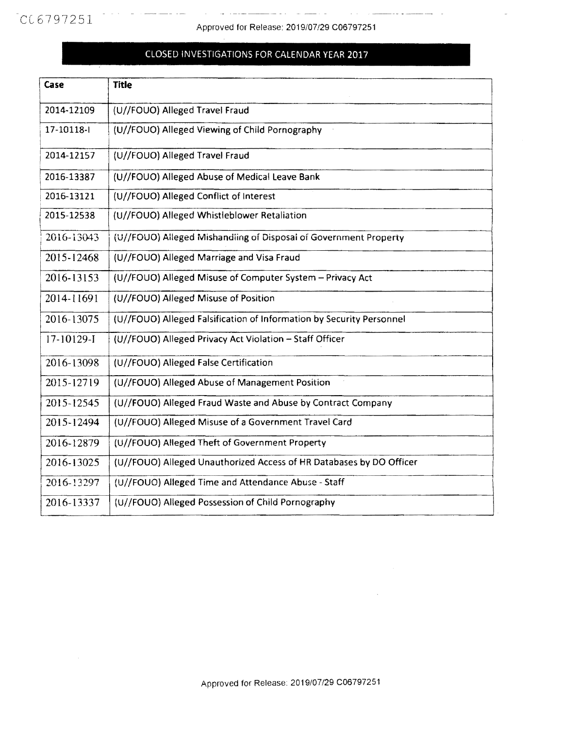## CLOSED INVESTIGATIONS FOR CALENDAR YEAR 2017

| Case | Title |
| --- | --- |
| 2014-12109 | (U//FOUO) Alleged Travel Fraud |
| 17-10118-I | (U//FOUO) Alleged Viewing of Child Pornography |
| 2014-12157 | (U//FOUO) Alleged Travel Fraud |
| 2016-13387 | (U//FOUO) Alleged Abuse of Medical Leave Bank |
| 2016-13121 | (U//FOUO) Alleged Conflict of Interest |
| 2015-12538 | (U//FOUO) Alleged Whistleblower Retaliation |
| 2016-13043 | (U//FOUO) Alleged Mishandling of Disposal of Government Property |
| 2015-12468 | (U//FOUO) Alleged Marriage and Visa Fraud |
| 2016-13153 | (U//FOUO) Alleged Misuse of Computer System – Privacy Act |
| 2014-11691 | (U//FOUO) Alleged Misuse of Position |
| 2016-13075 | (U//FOUO) Alleged Falsification of Information by Security Personnel |
| 17-10129-I | (U//FOUO) Alleged Privacy Act Violation – Staff Officer |
| 2016-13098 | (U//FOUO) Alleged False Certification |
| 2015-12719 | (U//FOUO) Alleged Abuse of Management Position |
| 2015-12545 | (U//FOUO) Alleged Fraud Waste and Abuse by Contract Company |
| 2015-12494 | (U//FOUO) Alleged Misuse of a Government Travel Card |
| 2016-12879 | (U//FOUO) Alleged Theft of Government Property |
| 2016-13025 | (U//FOUO) Alleged Unauthorized Access of HR Databases by DO Officer |
| 2016-13297 | (U//FOUO) Alleged Time and Attendance Abuse - Staff |
| 2016-13337 | (U//FOUO) Alleged Possession of Child Pornography |